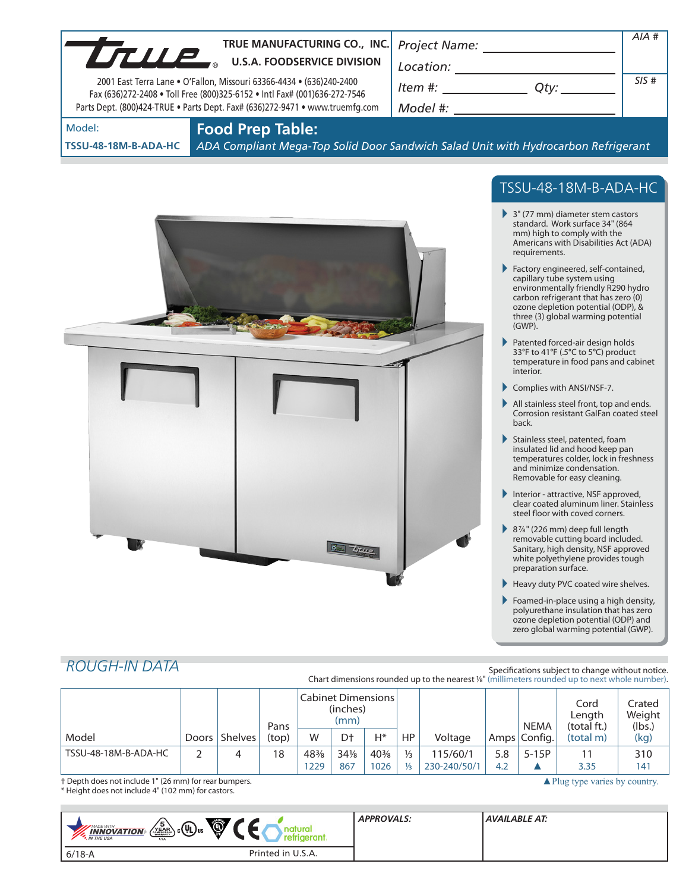**TRUE MANUFACTURING CO., INC.**
**U.S.A. FOODSERVICE DIVISION**

2001 East Terra Lane • O'Fallon, Missouri 63366-4434 • (636)240-2400
Fax (636)272-2408 • Toll Free (800)325-6152 • Intl Fax# (001)636-272-7546
Parts Dept. (800)424-TRUE • Parts Dept. Fax# (636)272-9471 • www.truemfg.com

*Project Name:* ______________________

*Location:* ______________________

*Item #:* ____________ *Qty:* ________

*Model #:* ______________________

*AIA #*

*SIS #*

Model:
**TSSU-48-18M-B-ADA-HC**

# Food Prep Table:

*ADA Compliant Mega-Top Solid Door Sandwich Salad Unit with Hydrocarbon Refrigerant*

## TSSU-48-18M-B-ADA-HC

- 3" (77 mm) diameter stem castors standard. Work surface 34" (864 mm) high to comply with the Americans with Disabilities Act (ADA) requirements.
- Factory engineered, self-contained, capillary tube system using environmentally friendly R290 hydro carbon refrigerant that has zero (0) ozone depletion potential (ODP), & three (3) global warming potential (GWP).
- Patented forced-air design holds 33°F to 41°F (.5°C to 5°C) product temperature in food pans and cabinet interior.
- Complies with ANSI/NSF-7.
- All stainless steel front, top and ends. Corrosion resistant GalFan coated steel back.
- Stainless steel, patented, foam insulated lid and hood keep pan temperatures colder, lock in freshness and minimize condensation. Removable for easy cleaning.
- Interior - attractive, NSF approved, clear coated aluminum liner. Stainless steel floor with coved corners.
- 8⅞" (226 mm) deep full length removable cutting board included. Sanitary, high density, NSF approved white polyethylene provides tough preparation surface.
- Heavy duty PVC coated wire shelves.
- Foamed-in-place using a high density, polyurethane insulation that has zero ozone depletion potential (ODP) and zero global warming potential (GWP).

## *ROUGH-IN DATA*

Specifications subject to change without notice.
Chart dimensions rounded up to the nearest ⅛" (millimeters rounded up to next whole number).

| Model | Doors | Shelves | Pans (top) | Cabinet Dimensions (inches) (mm) W | D† | H* | HP | Voltage | Amps | NEMA Config. | Cord Length (total ft.) (total m) | Crated Weight (lbs.) (kg) |
|---|---|---|---|---|---|---|---|---|---|---|---|---|
| TSSU-48-18M-B-ADA-HC | 2 | 4 | 18 | 48⅜<br>1229 | 34⅛<br>867 | 40⅜<br>1026 | ⅓<br>⅓ | 115/60/1<br>230-240/50/1 | 5.8<br>4.2 | 5-15P<br>▲ | 11<br>3.35 | 310<br>141 |

† Depth does not include 1" (26 mm) for rear bumpers.
* Height does not include 4" (102 mm) for castors.

▲ Plug type varies by country.

*APPROVALS:*

*AVAILABLE AT:*

6/18-A

Printed in U.S.A.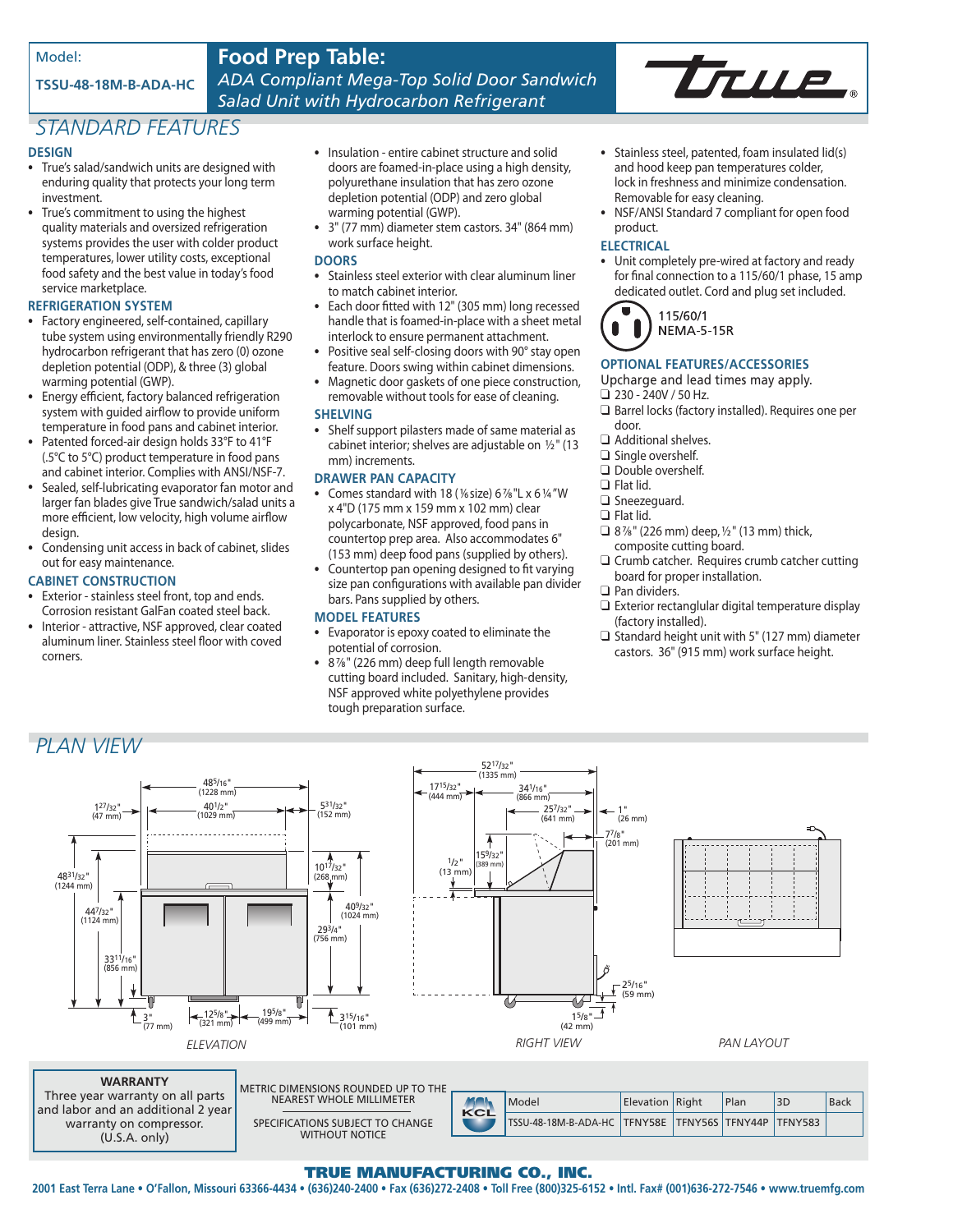Model:

TSSU-48-18M-B-ADA-HC

# Food Prep Table:

*ADA Compliant Mega-Top Solid Door Sandwich Salad Unit with Hydrocarbon Refrigerant*

## STANDARD FEATURES

### DESIGN

- True's salad/sandwich units are designed with enduring quality that protects your long term investment.
- True's commitment to using the highest quality materials and oversized refrigeration systems provides the user with colder product temperatures, lower utility costs, exceptional food safety and the best value in today's food service marketplace.

### REFRIGERATION SYSTEM

- Factory engineered, self-contained, capillary tube system using environmentally friendly R290 hydrocarbon refrigerant that has zero (0) ozone depletion potential (ODP), & three (3) global warming potential (GWP).
- Energy efficient, factory balanced refrigeration system with guided airflow to provide uniform temperature in food pans and cabinet interior.
- Patented forced-air design holds 33°F to 41°F (.5°C to 5°C) product temperature in food pans and cabinet interior. Complies with ANSI/NSF-7.
- Sealed, self-lubricating evaporator fan motor and larger fan blades give True sandwich/salad units a more efficient, low velocity, high volume airflow design.
- Condensing unit access in back of cabinet, slides out for easy maintenance.

### CABINET CONSTRUCTION

- Exterior - stainless steel front, top and ends. Corrosion resistant GalFan coated steel back.
- Interior - attractive, NSF approved, clear coated aluminum liner. Stainless steel floor with coved corners.
- Insulation - entire cabinet structure and solid doors are foamed-in-place using a high density, polyurethane insulation that has zero ozone depletion potential (ODP) and zero global warming potential (GWP).
- 3" (77 mm) diameter stem castors. 34" (864 mm) work surface height.

### DOORS

- Stainless steel exterior with clear aluminum liner to match cabinet interior.
- Each door fitted with 12" (305 mm) long recessed handle that is foamed-in-place with a sheet metal interlock to ensure permanent attachment.
- Positive seal self-closing doors with 90° stay open feature. Doors swing within cabinet dimensions.
- Magnetic door gaskets of one piece construction, removable without tools for ease of cleaning.

### SHELVING

- Shelf support pilasters made of same material as cabinet interior; shelves are adjustable on ½" (13 mm) increments.

### DRAWER PAN CAPACITY

- Comes standard with 18 (⅙ size) 6⅞"L x 6¼"W x 4"D (175 mm x 159 mm x 102 mm) clear polycarbonate, NSF approved, food pans in countertop prep area. Also accommodates 6" (153 mm) deep food pans (supplied by others).
- Countertop pan opening designed to fit varying size pan configurations with available pan divider bars. Pans supplied by others.

### MODEL FEATURES

- Evaporator is epoxy coated to eliminate the potential of corrosion.
- 8⅞" (226 mm) deep full length removable cutting board included. Sanitary, high-density, NSF approved white polyethylene provides tough preparation surface.
- Stainless steel, patented, foam insulated lid(s) and hood keep pan temperatures colder, lock in freshness and minimize condensation. Removable for easy cleaning.
- NSF/ANSI Standard 7 compliant for open food product.

### ELECTRICAL

- Unit completely pre-wired at factory and ready for final connection to a 115/60/1 phase, 15 amp dedicated outlet. Cord and plug set included.

115/60/1
NEMA-5-15R

### OPTIONAL FEATURES/ACCESSORIES

Upcharge and lead times may apply.

- ❑ 230 - 240V / 50 Hz.
- ❑ Barrel locks (factory installed). Requires one per door.
- ❑ Additional shelves.
- ❑ Single overshelf.
- ❑ Double overshelf.
- ❑ Flat lid.
- ❑ Sneezeguard.
- ❑ Flat lid.
- ❑ 8⅞" (226 mm) deep, ½" (13 mm) thick, composite cutting board.
- ❑ Crumb catcher. Requires crumb catcher cutting board for proper installation.
- ❑ Pan dividers.
- ❑ Exterior rectanglular digital temperature display (factory installed).
- ❑ Standard height unit with 5" (127 mm) diameter castors. 36" (915 mm) work surface height.

## PLAN VIEW

48 5/16" (1228 mm)
40 1/2" (1029 mm)
1 27/32" (47 mm)
5 31/32" (152 mm)
48 31/32" (1244 mm)
44 7/32" (1124 mm)
33 11/16" (856 mm)
10 17/32" (268 mm)
40 9/32" (1024 mm)
29 3/4" (756 mm)
3" (77 mm)
12 5/8" (321 mm)
19 5/8" (499 mm)
3 15/16" (101 mm)

ELEVATION

52 17/32" (1335 mm)
17 15/32" (444 mm)
34 1/16" (866 mm)
25 7/32" (641 mm)
1" (26 mm)
7 7/8" (201 mm)
15 9/32" (389 mm)
1/2" (13 mm)
2 5/16" (59 mm)
1 5/8" (42 mm)

RIGHT VIEW

PAN LAYOUT

**WARRANTY**
Three year warranty on all parts and labor and an additional 2 year warranty on compressor. (U.S.A. only)

METRIC DIMENSIONS ROUNDED UP TO THE NEAREST WHOLE MILLIMETER

SPECIFICATIONS SUBJECT TO CHANGE WITHOUT NOTICE

| Model | Elevation | Right | Plan | 3D | Back |
|---|---|---|---|---|---|
| TSSU-48-18M-B-ADA-HC | TFNY58E | TFNY56S | TFNY44P | TFNY583 | |

**TRUE MANUFACTURING CO., INC.**

2001 East Terra Lane • O'Fallon, Missouri 63366-4434 • (636)240-2400 • Fax (636)272-2408 • Toll Free (800)325-6152 • Intl. Fax# (001)636-272-7546 • www.truemfg.com